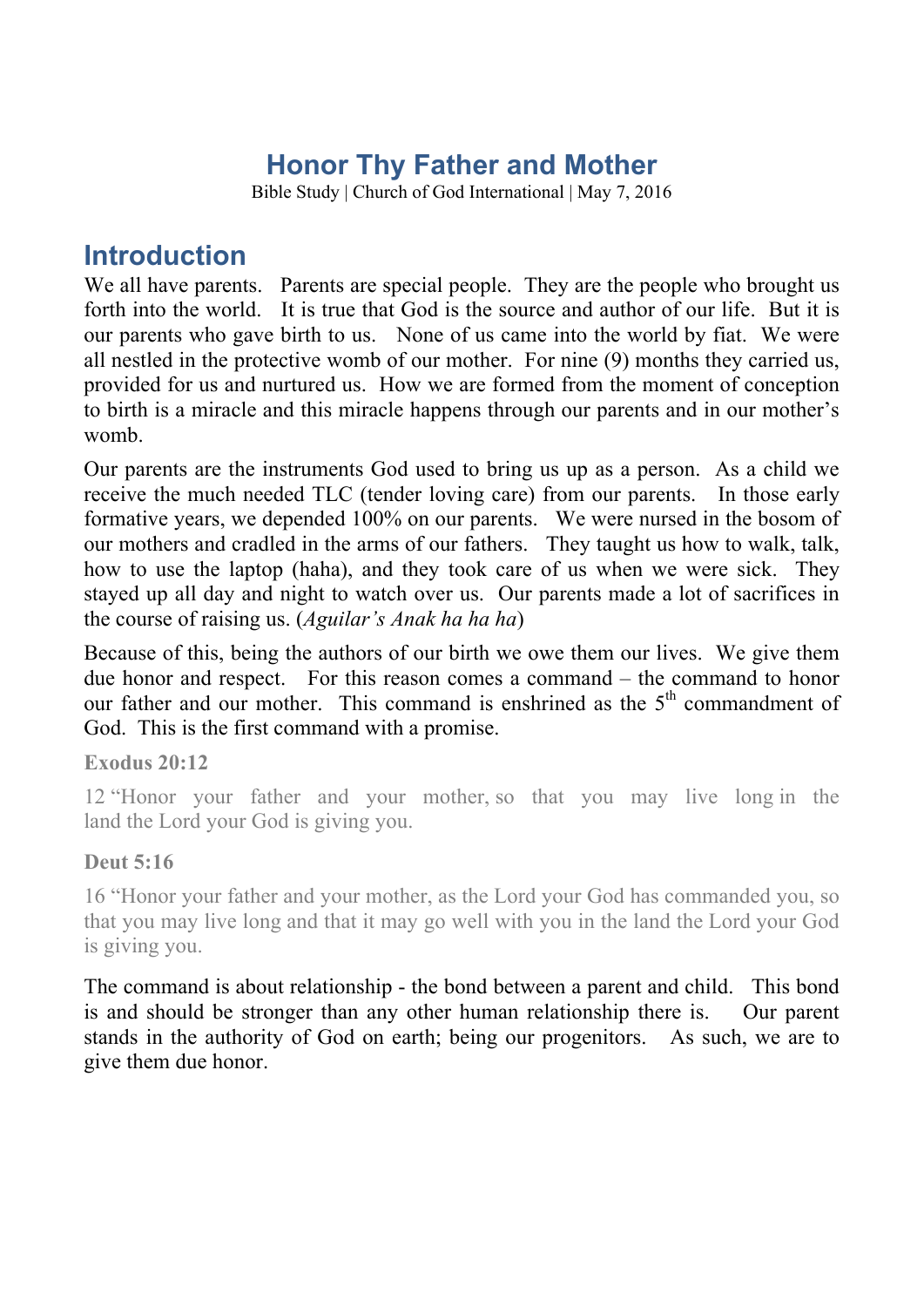# Honor Thy Father and Mother

Bible Study | Church of God International | May 7, 2016

## Introduction

We all have parents. Parents are special people. They are the people who brought us forth into the world. It is true that God is the source and author of our life. But it is our parents who gave birth to us. None of us came into the world by fiat. We were all nestled in the protective womb of our mother. For nine (9) months they carried us, provided for us and nurtured us. How we are formed from the moment of conception to birth is a miracle and this miracle happens through our parents and in our mother's womb.

Our parents are the instruments God used to bring us up as a person. As a child we receive the much needed TLC (tender loving care) from our parents. In those early formative years, we depended 100% on our parents. We were nursed in the bosom of our mothers and cradled in the arms of our fathers. They taught us how to walk, talk, how to use the laptop (haha), and they took care of us when we were sick. They stayed up all day and night to watch over us. Our parents made a lot of sacrifices in the course of raising us. (*Aguilar's Anak ha ha ha*)

Because of this, being the authors of our birth we owe them our lives. We give them due honor and respect. For this reason comes a command – the command to honor our father and our mother. This command is enshrined as the 5th commandment of God. This is the first command with a promise.

**Exodus 20:12**

12 "Honor your father and your mother, so that you may live long in the land the Lord your God is giving you.

**Deut 5:16**

16 "Honor your father and your mother, as the Lord your God has commanded you, so that you may live long and that it may go well with you in the land the Lord your God is giving you.

The command is about relationship - the bond between a parent and child. This bond is and should be stronger than any other human relationship there is. Our parent stands in the authority of God on earth; being our progenitors. As such, we are to give them due honor.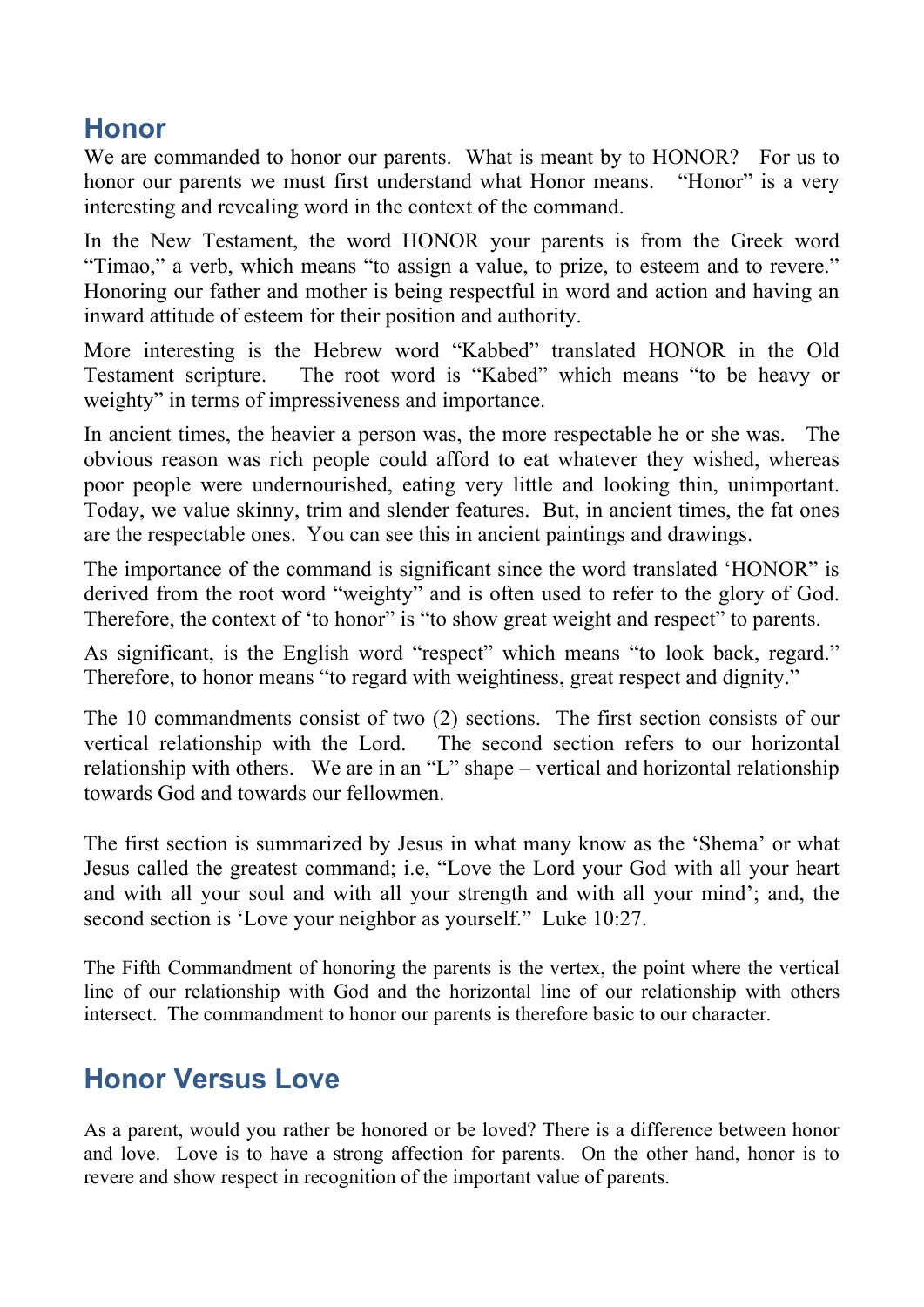## Honor

We are commanded to honor our parents. What is meant by to HONOR? For us to honor our parents we must first understand what Honor means. "Honor" is a very interesting and revealing word in the context of the command.

In the New Testament, the word HONOR your parents is from the Greek word "Timao," a verb, which means "to assign a value, to prize, to esteem and to revere." Honoring our father and mother is being respectful in word and action and having an inward attitude of esteem for their position and authority.

More interesting is the Hebrew word "Kabbed" translated HONOR in the Old Testament scripture. The root word is "Kabed" which means "to be heavy or weighty" in terms of impressiveness and importance.

In ancient times, the heavier a person was, the more respectable he or she was. The obvious reason was rich people could afford to eat whatever they wished, whereas poor people were undernourished, eating very little and looking thin, unimportant. Today, we value skinny, trim and slender features. But, in ancient times, the fat ones are the respectable ones. You can see this in ancient paintings and drawings.

The importance of the command is significant since the word translated 'HONOR" is derived from the root word "weighty" and is often used to refer to the glory of God. Therefore, the context of 'to honor" is "to show great weight and respect" to parents.

As significant, is the English word "respect" which means "to look back, regard." Therefore, to honor means "to regard with weightiness, great respect and dignity."

The 10 commandments consist of two (2) sections. The first section consists of our vertical relationship with the Lord. The second section refers to our horizontal relationship with others. We are in an "L" shape – vertical and horizontal relationship towards God and towards our fellowmen.

The first section is summarized by Jesus in what many know as the 'Shema' or what Jesus called the greatest command; i.e, "Love the Lord your God with all your heart and with all your soul and with all your strength and with all your mind'; and, the second section is 'Love your neighbor as yourself." Luke 10:27.

The Fifth Commandment of honoring the parents is the vertex, the point where the vertical line of our relationship with God and the horizontal line of our relationship with others intersect. The commandment to honor our parents is therefore basic to our character.

## Honor Versus Love

As a parent, would you rather be honored or be loved? There is a difference between honor and love. Love is to have a strong affection for parents. On the other hand, honor is to revere and show respect in recognition of the important value of parents.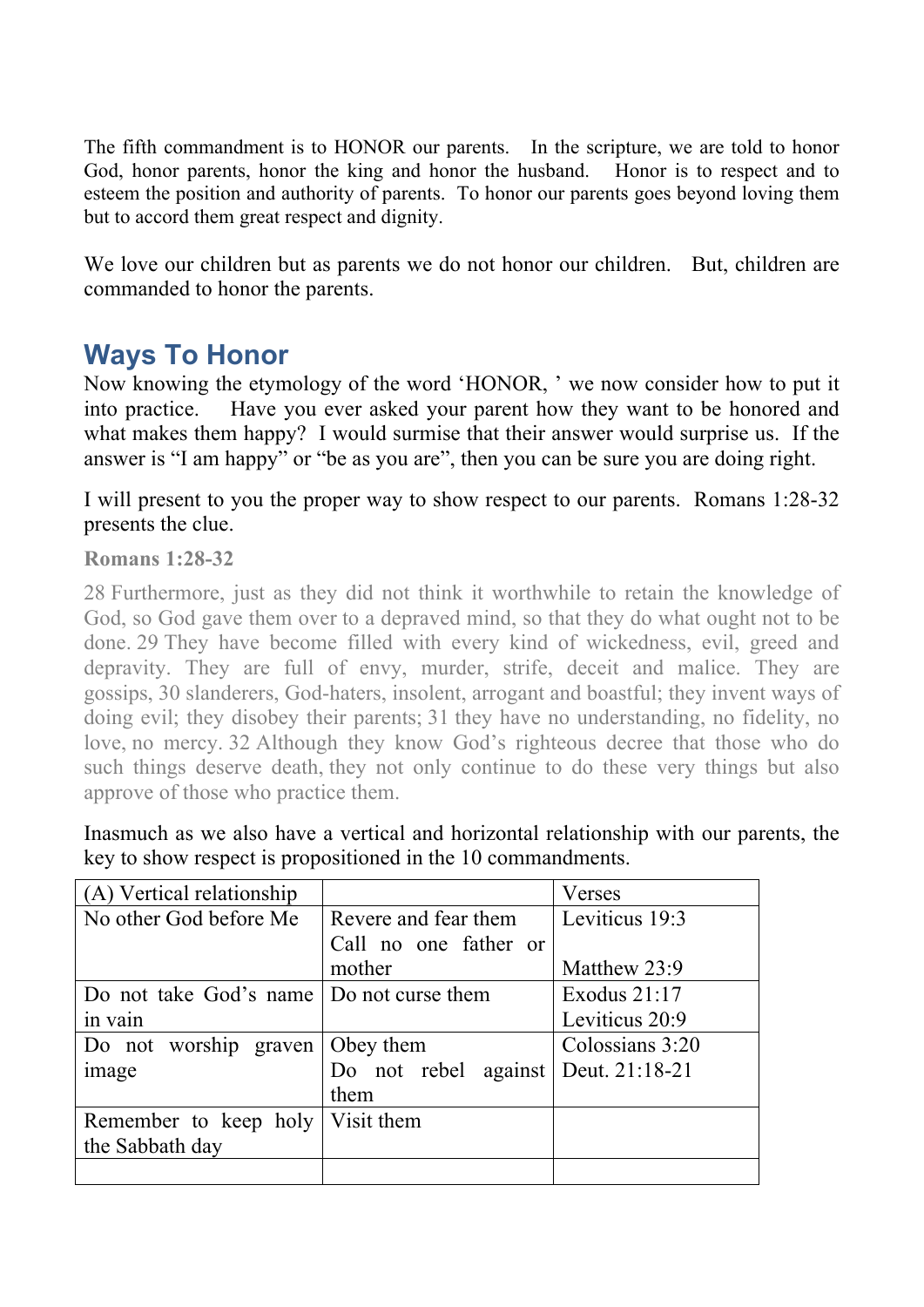The fifth commandment is to HONOR our parents. In the scripture, we are told to honor God, honor parents, honor the king and honor the husband. Honor is to respect and to esteem the position and authority of parents. To honor our parents goes beyond loving them but to accord them great respect and dignity.

We love our children but as parents we do not honor our children. But, children are commanded to honor the parents.

## Ways To Honor

Now knowing the etymology of the word 'HONOR, ' we now consider how to put it into practice. Have you ever asked your parent how they want to be honored and what makes them happy? I would surmise that their answer would surprise us. If the answer is "I am happy" or "be as you are", then you can be sure you are doing right.

I will present to you the proper way to show respect to our parents. Romans 1:28-32 presents the clue.

**Romans 1:28-32**

28 Furthermore, just as they did not think it worthwhile to retain the knowledge of God, so God gave them over to a depraved mind, so that they do what ought not to be done. 29 They have become filled with every kind of wickedness, evil, greed and depravity. They are full of envy, murder, strife, deceit and malice. They are gossips, 30 slanderers, God-haters, insolent, arrogant and boastful; they invent ways of doing evil; they disobey their parents; 31 they have no understanding, no fidelity, no love, no mercy. 32 Although they know God's righteous decree that those who do such things deserve death, they not only continue to do these very things but also approve of those who practice them.

Inasmuch as we also have a vertical and horizontal relationship with our parents, the key to show respect is propositioned in the 10 commandments.

| (A) Vertical relationship | | Verses |
|---|---|---|
| No other God before Me | Revere and fear them<br>Call no one father or mother | Leviticus 19:3<br><br>Matthew 23:9 |
| Do not take God's name in vain | Do not curse them | Exodus 21:17<br>Leviticus 20:9 |
| Do not worship graven image | Obey them<br>Do not rebel against them | Colossians 3:20<br>Deut. 21:18-21 |
| Remember to keep holy the Sabbath day | Visit them | |
| | | |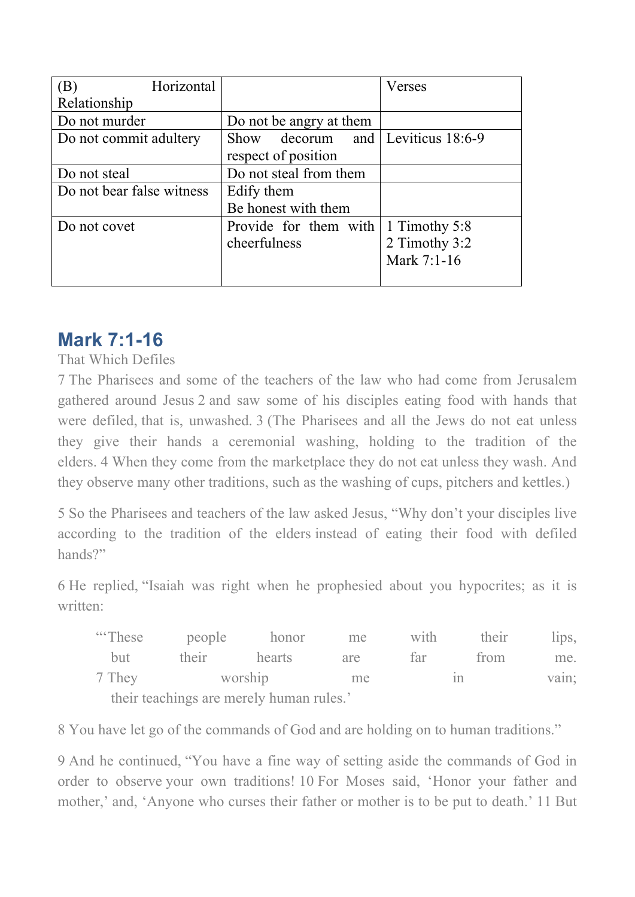| (B) Horizontal Relationship | | Verses |
|---|---|---|
| Do not murder | Do not be angry at them | |
| Do not commit adultery | Show decorum and respect of position | Leviticus 18:6-9 |
| Do not steal | Do not steal from them | |
| Do not bear false witness | Edify them<br>Be honest with them | |
| Do not covet | Provide for them with cheerfulness | 1 Timothy 5:8<br>2 Timothy 3:2<br>Mark 7:1-16 |

## Mark 7:1-16

That Which Defiles

7 The Pharisees and some of the teachers of the law who had come from Jerusalem gathered around Jesus 2 and saw some of his disciples eating food with hands that were defiled, that is, unwashed. 3 (The Pharisees and all the Jews do not eat unless they give their hands a ceremonial washing, holding to the tradition of the elders. 4 When they come from the marketplace they do not eat unless they wash. And they observe many other traditions, such as the washing of cups, pitchers and kettles.)

5 So the Pharisees and teachers of the law asked Jesus, "Why don't your disciples live according to the tradition of the elders instead of eating their food with defiled hands?"

6 He replied, "Isaiah was right when he prophesied about you hypocrites; as it is written:

> "'These people honor me with their lips,
> but their hearts are far from me.
> 7 They worship me in vain;
> their teachings are merely human rules.'

8 You have let go of the commands of God and are holding on to human traditions."

9 And he continued, "You have a fine way of setting aside the commands of God in order to observe your own traditions! 10 For Moses said, 'Honor your father and mother,' and, 'Anyone who curses their father or mother is to be put to death.' 11 But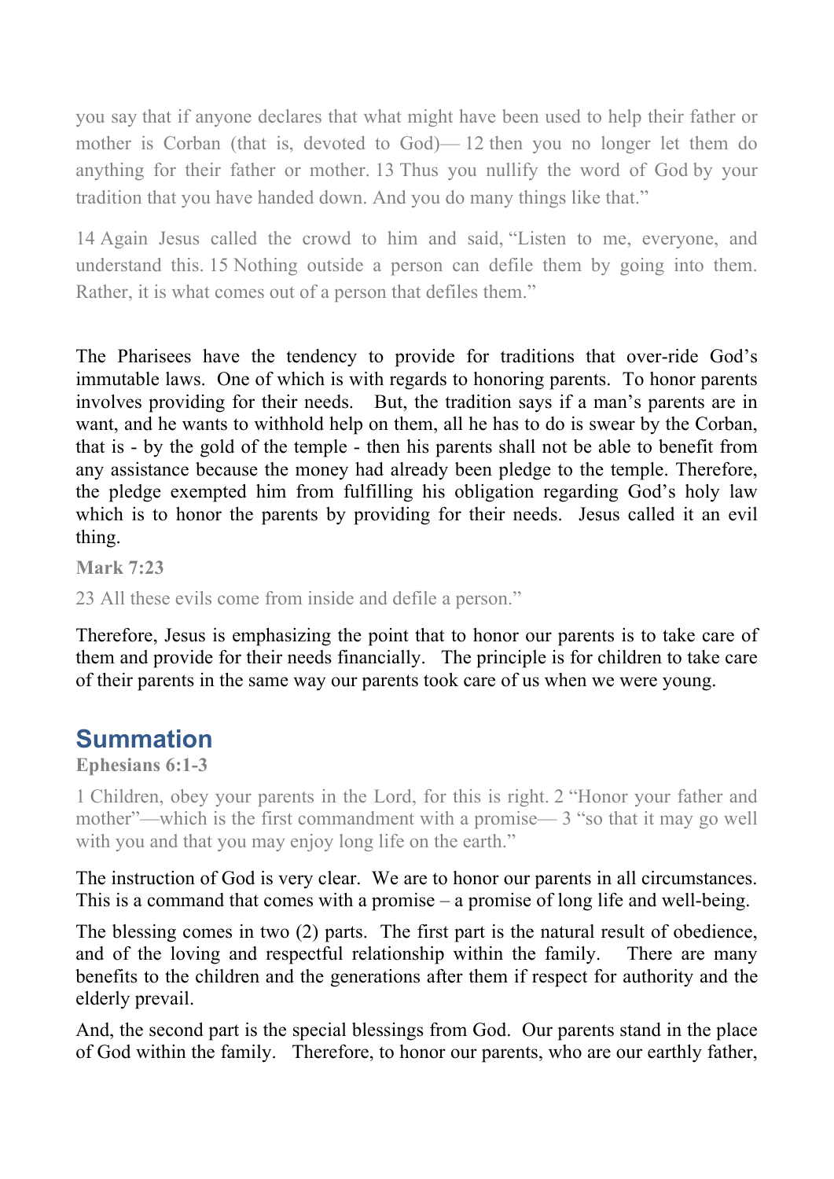you say that if anyone declares that what might have been used to help their father or mother is Corban (that is, devoted to God)— 12 then you no longer let them do anything for their father or mother. 13 Thus you nullify the word of God by your tradition that you have handed down. And you do many things like that."

14 Again Jesus called the crowd to him and said, "Listen to me, everyone, and understand this. 15 Nothing outside a person can defile them by going into them. Rather, it is what comes out of a person that defiles them."

The Pharisees have the tendency to provide for traditions that over-ride God's immutable laws. One of which is with regards to honoring parents. To honor parents involves providing for their needs. But, the tradition says if a man's parents are in want, and he wants to withhold help on them, all he has to do is swear by the Corban, that is - by the gold of the temple - then his parents shall not be able to benefit from any assistance because the money had already been pledge to the temple. Therefore, the pledge exempted him from fulfilling his obligation regarding God's holy law which is to honor the parents by providing for their needs. Jesus called it an evil thing.

**Mark 7:23**

23 All these evils come from inside and defile a person."

Therefore, Jesus is emphasizing the point that to honor our parents is to take care of them and provide for their needs financially. The principle is for children to take care of their parents in the same way our parents took care of us when we were young.

## Summation

**Ephesians 6:1-3**

1 Children, obey your parents in the Lord, for this is right. 2 "Honor your father and mother"—which is the first commandment with a promise— 3 "so that it may go well with you and that you may enjoy long life on the earth."

The instruction of God is very clear. We are to honor our parents in all circumstances. This is a command that comes with a promise – a promise of long life and well-being.

The blessing comes in two (2) parts. The first part is the natural result of obedience, and of the loving and respectful relationship within the family. There are many benefits to the children and the generations after them if respect for authority and the elderly prevail.

And, the second part is the special blessings from God. Our parents stand in the place of God within the family. Therefore, to honor our parents, who are our earthly father,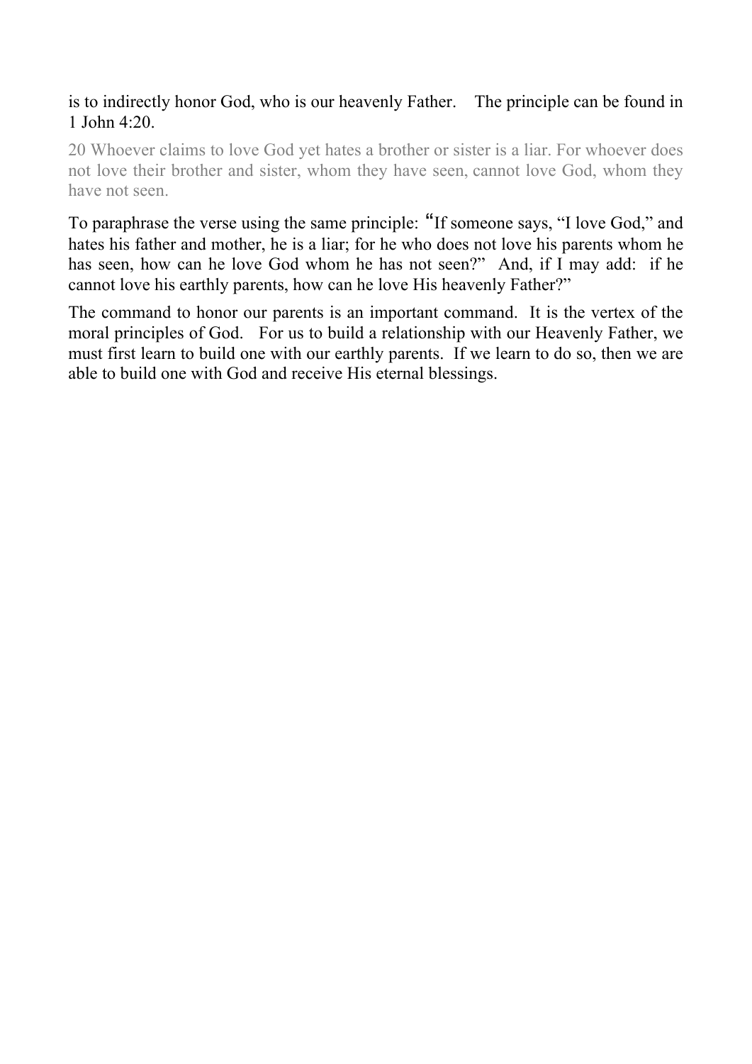is to indirectly honor God, who is our heavenly Father. The principle can be found in 1 John 4:20.

20 Whoever claims to love God yet hates a brother or sister is a liar. For whoever does not love their brother and sister, whom they have seen, cannot love God, whom they have not seen.

To paraphrase the verse using the same principle: "If someone says, "I love God," and hates his father and mother, he is a liar; for he who does not love his parents whom he has seen, how can he love God whom he has not seen?" And, if I may add: if he cannot love his earthly parents, how can he love His heavenly Father?"

The command to honor our parents is an important command. It is the vertex of the moral principles of God. For us to build a relationship with our Heavenly Father, we must first learn to build one with our earthly parents. If we learn to do so, then we are able to build one with God and receive His eternal blessings.